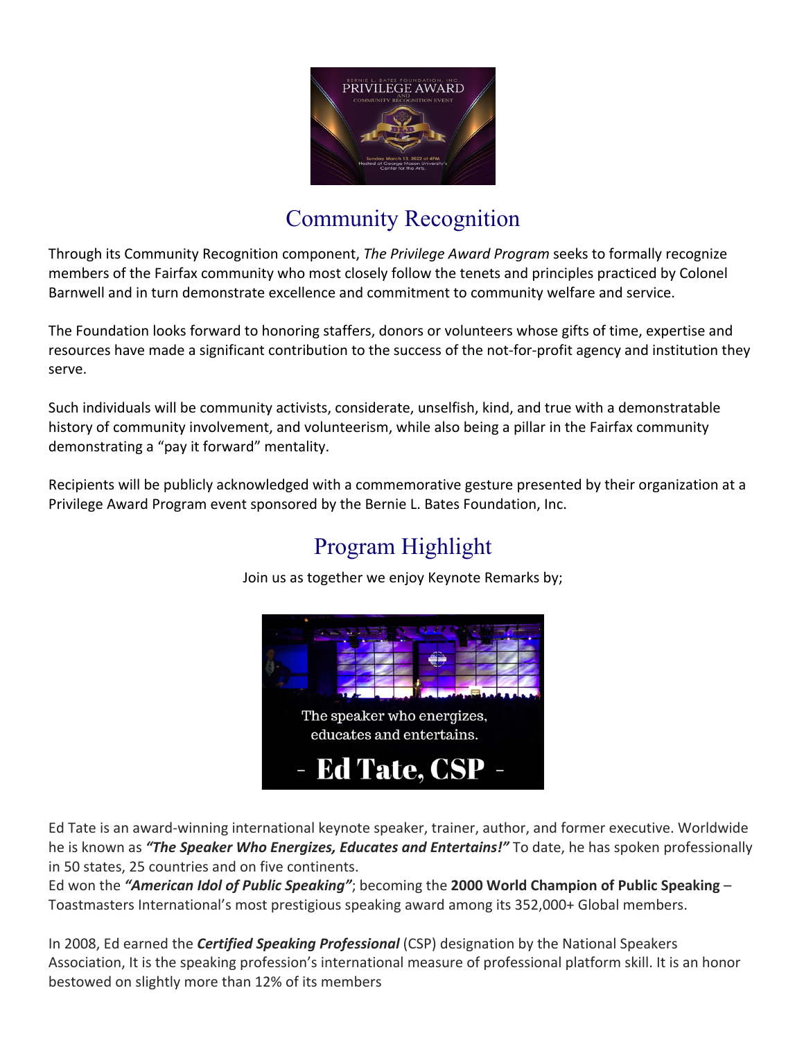## Community Recognition

Through its Community Recognition component, *The Privilege Award Program* seeks to formally recognize members of the Fairfax community who most closely follow the tenets and principles practiced by Colonel Barnwell and in turn demonstrate excellence and commitment to community welfare and service.

The Foundation looks forward to honoring staffers, donors or volunteers whose gifts of time, expertise and resources have made a significant contribution to the success of the not-for-profit agency and institution they serve.

Such individuals will be community activists, considerate, unselfish, kind, and true with a demonstratable history of community involvement, and volunteerism, while also being a pillar in the Fairfax community demonstrating a "pay it forward" mentality.

Recipients will be publicly acknowledged with a commemorative gesture presented by their organization at a Privilege Award Program event sponsored by the Bernie L. Bates Foundation, Inc.

## Program Highlight

Join us as together we enjoy Keynote Remarks by;

Ed Tate is an award-winning international keynote speaker, trainer, author, and former executive. Worldwide he is known as ***"The Speaker Who Energizes, Educates and Entertains!"*** To date, he has spoken professionally in 50 states, 25 countries and on five continents.
Ed won the ***"American Idol of Public Speaking"***; becoming the **2000 World Champion of Public Speaking** – Toastmasters International's most prestigious speaking award among its 352,000+ Global members.

In 2008, Ed earned the ***Certified Speaking Professional*** (CSP) designation by the National Speakers Association, It is the speaking profession's international measure of professional platform skill. It is an honor bestowed on slightly more than 12% of its members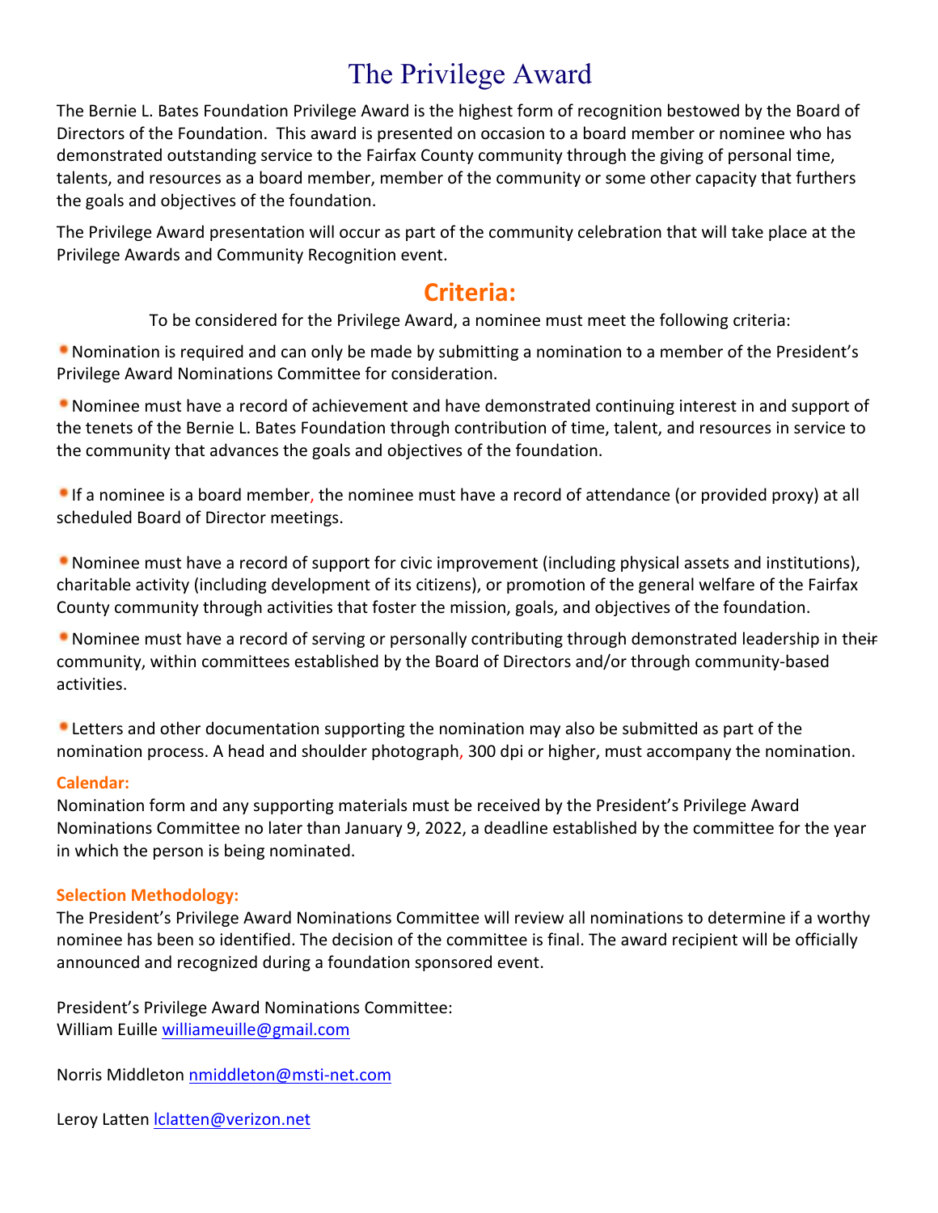# The Privilege Award

The Bernie L. Bates Foundation Privilege Award is the highest form of recognition bestowed by the Board of Directors of the Foundation. This award is presented on occasion to a board member or nominee who has demonstrated outstanding service to the Fairfax County community through the giving of personal time, talents, and resources as a board member, member of the community or some other capacity that furthers the goals and objectives of the foundation.

The Privilege Award presentation will occur as part of the community celebration that will take place at the Privilege Awards and Community Recognition event.

## Criteria:

To be considered for the Privilege Award, a nominee must meet the following criteria:

- Nomination is required and can only be made by submitting a nomination to a member of the President's Privilege Award Nominations Committee for consideration.
- Nominee must have a record of achievement and have demonstrated continuing interest in and support of the tenets of the Bernie L. Bates Foundation through contribution of time, talent, and resources in service to the community that advances the goals and objectives of the foundation.
- If a nominee is a board member, the nominee must have a record of attendance (or provided proxy) at all scheduled Board of Director meetings.
- Nominee must have a record of support for civic improvement (including physical assets and institutions), charitable activity (including development of its citizens), or promotion of the general welfare of the Fairfax County community through activities that foster the mission, goals, and objectives of the foundation.
- Nominee must have a record of serving or personally contributing through demonstrated leadership in their community, within committees established by the Board of Directors and/or through community-based activities.
- Letters and other documentation supporting the nomination may also be submitted as part of the nomination process. A head and shoulder photograph, 300 dpi or higher, must accompany the nomination.

### Calendar:

Nomination form and any supporting materials must be received by the President's Privilege Award Nominations Committee no later than January 9, 2022, a deadline established by the committee for the year in which the person is being nominated.

### Selection Methodology:

The President's Privilege Award Nominations Committee will review all nominations to determine if a worthy nominee has been so identified. The decision of the committee is final. The award recipient will be officially announced and recognized during a foundation sponsored event.

President's Privilege Award Nominations Committee:
William Euille williameuille@gmail.com

Norris Middleton nmiddleton@msti-net.com

Leroy Latten lclatten@verizon.net